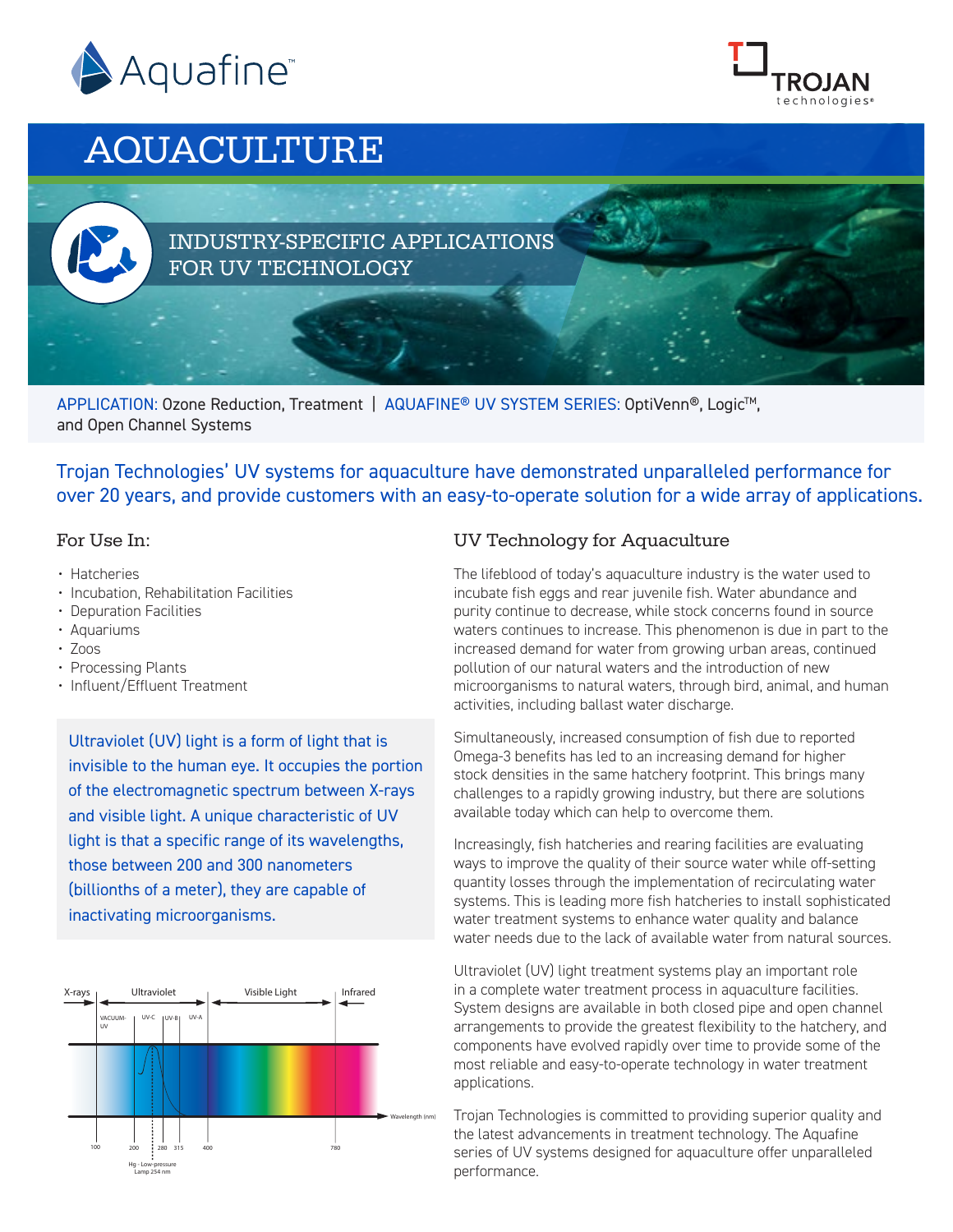Aquafine™

TROJAN technologies®

# AQUACULTURE

## INDUSTRY-SPECIFIC APPLICATIONS FOR UV TECHNOLOGY

APPLICATION: Ozone Reduction, Treatment | AQUAFINE® UV SYSTEM SERIES: OptiVenn®, Logic™, and Open Channel Systems

Trojan Technologies' UV systems for aquaculture have demonstrated unparalleled performance for over 20 years, and provide customers with an easy-to-operate solution for a wide array of applications.

### For Use In:

- Hatcheries
- Incubation, Rehabilitation Facilities
- Depuration Facilities
- Aquariums
- Zoos
- Processing Plants
- Influent/Effluent Treatment

Ultraviolet (UV) light is a form of light that is invisible to the human eye. It occupies the portion of the electromagnetic spectrum between X-rays and visible light. A unique characteristic of UV light is that a specific range of its wavelengths, those between 200 and 300 nanometers (billionths of a meter), they are capable of inactivating microorganisms.

X-rays | Ultraviolet | Visible Light | Infrared

VACUUM-UV | UV-C | UV-B | UV-A

Wavelength (nm): 100, 200, 280, 315, 400, 780

Hg - Low-pressure Lamp 254 nm

### UV Technology for Aquaculture

The lifeblood of today's aquaculture industry is the water used to incubate fish eggs and rear juvenile fish. Water abundance and purity continue to decrease, while stock concerns found in source waters continues to increase. This phenomenon is due in part to the increased demand for water from growing urban areas, continued pollution of our natural waters and the introduction of new microorganisms to natural waters, through bird, animal, and human activities, including ballast water discharge.

Simultaneously, increased consumption of fish due to reported Omega-3 benefits has led to an increasing demand for higher stock densities in the same hatchery footprint. This brings many challenges to a rapidly growing industry, but there are solutions available today which can help to overcome them.

Increasingly, fish hatcheries and rearing facilities are evaluating ways to improve the quality of their source water while off-setting quantity losses through the implementation of recirculating water systems. This is leading more fish hatcheries to install sophisticated water treatment systems to enhance water quality and balance water needs due to the lack of available water from natural sources.

Ultraviolet (UV) light treatment systems play an important role in a complete water treatment process in aquaculture facilities. System designs are available in both closed pipe and open channel arrangements to provide the greatest flexibility to the hatchery, and components have evolved rapidly over time to provide some of the most reliable and easy-to-operate technology in water treatment applications.

Trojan Technologies is committed to providing superior quality and the latest advancements in treatment technology. The Aquafine series of UV systems designed for aquaculture offer unparalleled performance.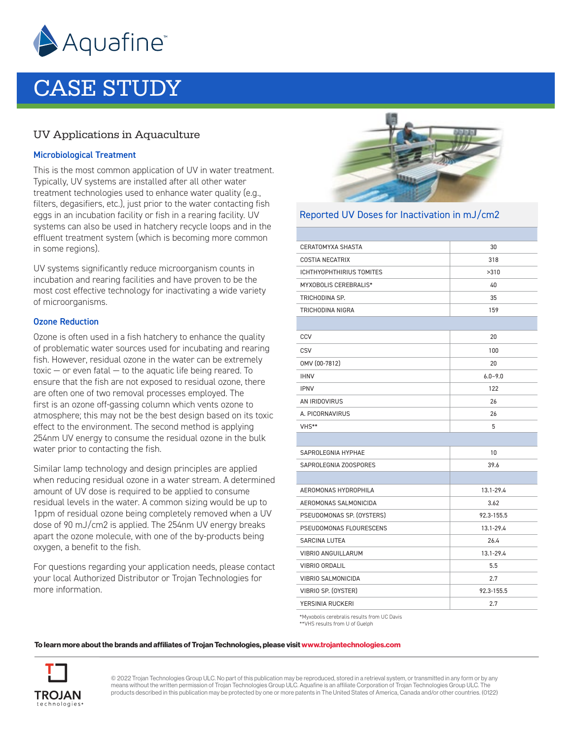# CASE STUDY

## UV Applications in Aquaculture

### Microbiological Treatment

This is the most common application of UV in water treatment. Typically, UV systems are installed after all other water treatment technologies used to enhance water quality (e.g., filters, degasifiers, etc.), just prior to the water contacting fish eggs in an incubation facility or fish in a rearing facility. UV systems can also be used in hatchery recycle loops and in the effluent treatment system (which is becoming more common in some regions).

UV systems significantly reduce microorganism counts in incubation and rearing facilities and have proven to be the most cost effective technology for inactivating a wide variety of microorganisms.

### Ozone Reduction

Ozone is often used in a fish hatchery to enhance the quality of problematic water sources used for incubating and rearing fish. However, residual ozone in the water can be extremely toxic — or even fatal — to the aquatic life being reared. To ensure that the fish are not exposed to residual ozone, there are often one of two removal processes employed. The first is an ozone off-gassing column which vents ozone to atmosphere; this may not be the best design based on its toxic effect to the environment. The second method is applying 254nm UV energy to consume the residual ozone in the bulk water prior to contacting the fish.

Similar lamp technology and design principles are applied when reducing residual ozone in a water stream. A determined amount of UV dose is required to be applied to consume residual levels in the water. A common sizing would be up to 1ppm of residual ozone being completely removed when a UV dose of 90 mJ/cm2 is applied. The 254nm UV energy breaks apart the ozone molecule, with one of the by-products being oxygen, a benefit to the fish.

For questions regarding your application needs, please contact your local Authorized Distributor or Trojan Technologies for more information.

### Reported UV Doses for Inactivation in mJ/cm2

| | |
|---|---|
| CERATOMYXA SHASTA | 30 |
| COSTIA NECATRIX | 318 |
| ICHTHYOPHTHIRIUS TOMITES | >310 |
| MYXOBOLIS CEREBRALIS* | 40 |
| TRICHODINA SP. | 35 |
| TRICHODINA NIGRA | 159 |
| | |
| CCV | 20 |
| CSV | 100 |
| OMV (00-7812) | 20 |
| IHNV | 6.0–9.0 |
| IPNV | 122 |
| AN IRIDOVIRUS | 26 |
| A. PICORNAVIRUS | 26 |
| VHS** | 5 |
| | |
| SAPROLEGNIA HYPHAE | 10 |
| SAPROLEGNIA ZOOSPORES | 39.6 |
| | |
| AEROMONAS HYDROPHILA | 13.1-29.4 |
| AEROMONAS SALMONICIDA | 3.62 |
| PSEUDOMONAS SP. (OYSTERS) | 92.3-155.5 |
| PSEUDOMONAS FLOURESCENS | 13.1-29.4 |
| SARCINA LUTEA | 26.4 |
| VIBRIO ANGUILLARUM | 13.1-29.4 |
| VIBRIO ORDALIL | 5.5 |
| VIBRIO SALMONICIDA | 2.7 |
| VIBRIO SP. (OYSTER) | 92.3-155.5 |
| YERSINIA RUCKERI | 2.7 |

*Myxobolis cerebralis results from UC Davis
**VHS results from U of Guelph

**To learn more about the brands and affiliates of Trojan Technologies, please visit www.trojantechnologies.com**

© 2022 Trojan Technologies Group ULC. No part of this publication may be reproduced, stored in a retrieval system, or transmitted in any form or by any means without the written permission of Trojan Technologies Group ULC. Aquafine is an affiliate Corporation of Trojan Technologies Group ULC. The products described in this publication may be protected by one or more patents in The United States of America, Canada and/or other countries. (0122)